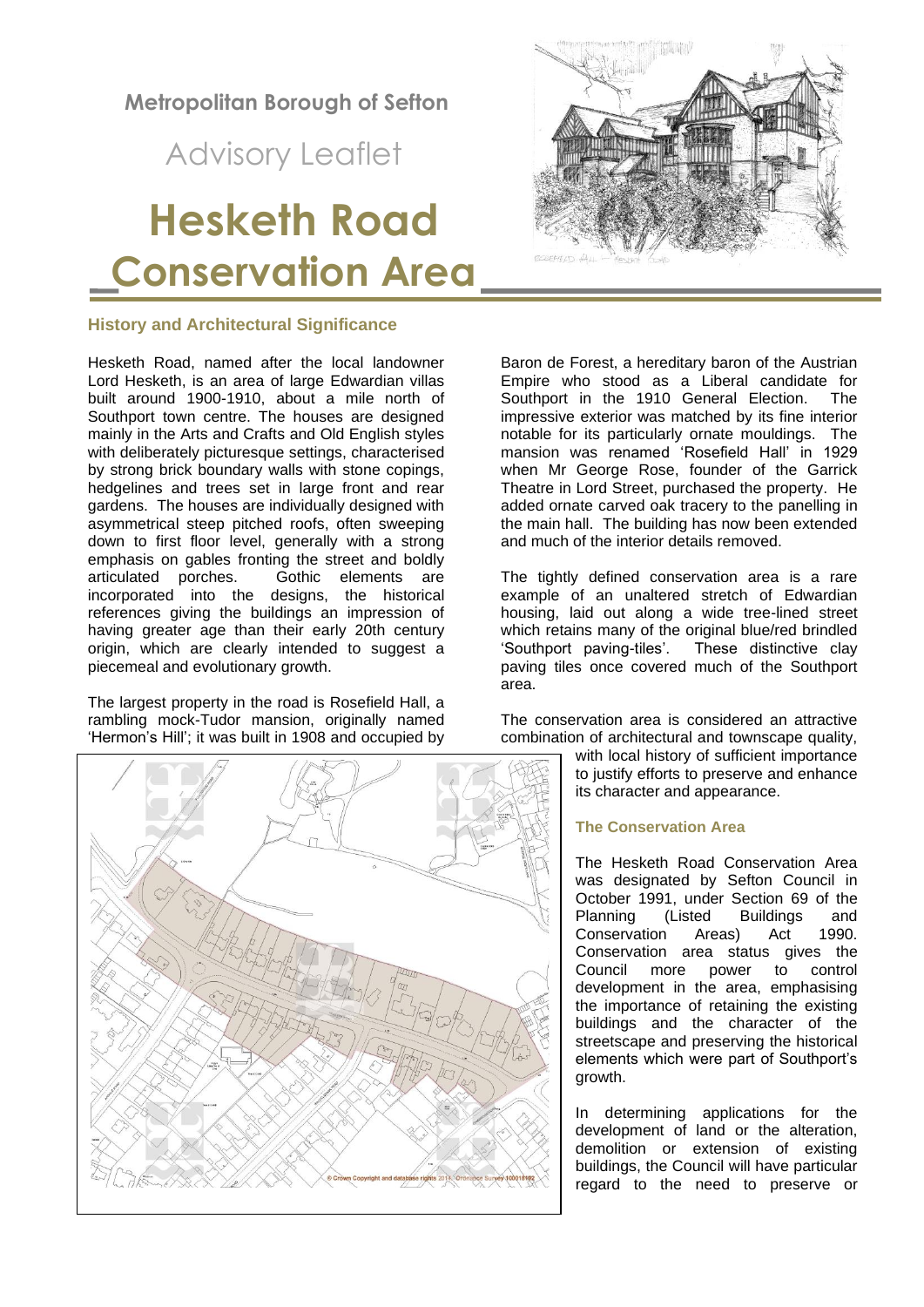**Metropolitan Borough of Sefton**

Advisory Leaflet

# Hesketh Road Conservation Area

## History and Architectural Significance

Hesketh Road, named after the local landowner Lord Hesketh, is an area of large Edwardian villas built around 1900-1910, about a mile north of Southport town centre. The houses are designed mainly in the Arts and Crafts and Old English styles with deliberately picturesque settings, characterised by strong brick boundary walls with stone copings, hedgelines and trees set in large front and rear gardens. The houses are individually designed with asymmetrical steep pitched roofs, often sweeping down to first floor level, generally with a strong emphasis on gables fronting the street and boldly articulated porches. Gothic elements are incorporated into the designs, the historical references giving the buildings an impression of having greater age than their early 20th century origin, which are clearly intended to suggest a piecemeal and evolutionary growth.

The largest property in the road is Rosefield Hall, a rambling mock-Tudor mansion, originally named 'Hermon's Hill'; it was built in 1908 and occupied by Baron de Forest, a hereditary baron of the Austrian Empire who stood as a Liberal candidate for Southport in the 1910 General Election. The impressive exterior was matched by its fine interior notable for its particularly ornate mouldings. The mansion was renamed 'Rosefield Hall' in 1929 when Mr George Rose, founder of the Garrick Theatre in Lord Street, purchased the property. He added ornate carved oak tracery to the panelling in the main hall. The building has now been extended and much of the interior details removed.

The tightly defined conservation area is a rare example of an unaltered stretch of Edwardian housing, laid out along a wide tree-lined street which retains many of the original blue/red brindled 'Southport paving-tiles'. These distinctive clay paving tiles once covered much of the Southport area.

The conservation area is considered an attractive combination of architectural and townscape quality, with local history of sufficient importance to justify efforts to preserve and enhance its character and appearance.

## The Conservation Area

The Hesketh Road Conservation Area was designated by Sefton Council in October 1991, under Section 69 of the Planning (Listed Buildings and Conservation Areas) Act 1990. Conservation area status gives the Council more power to control development in the area, emphasising the importance of retaining the existing buildings and the character of the streetscape and preserving the historical elements which were part of Southport's growth.

In determining applications for the development of land or the alteration, demolition or extension of existing buildings, the Council will have particular regard to the need to preserve or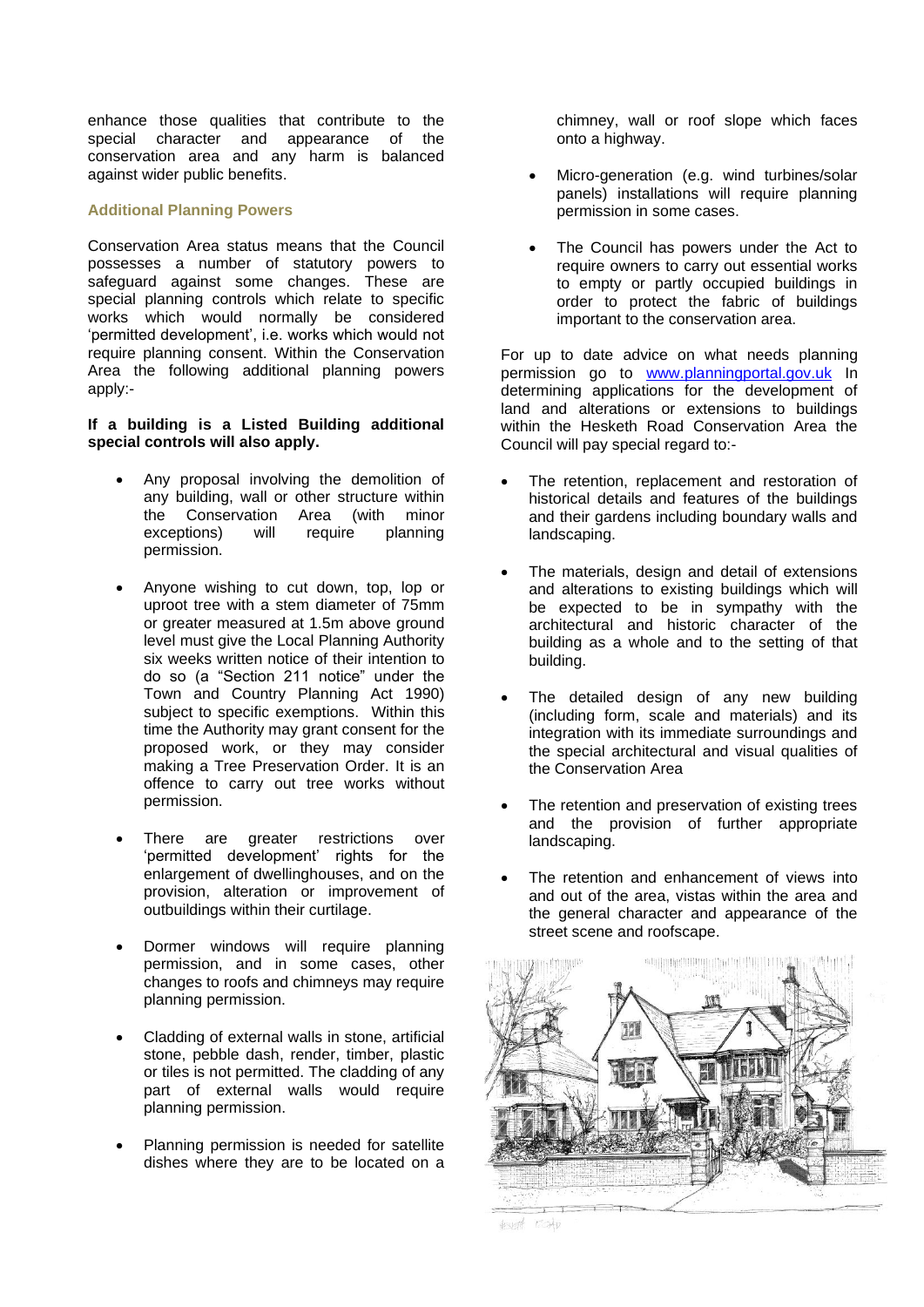enhance those qualities that contribute to the special character and appearance of the conservation area and any harm is balanced against wider public benefits.

### Additional Planning Powers

Conservation Area status means that the Council possesses a number of statutory powers to safeguard against some changes. These are special planning controls which relate to specific works which would normally be considered 'permitted development', i.e. works which would not require planning consent. Within the Conservation Area the following additional planning powers apply:-

**If a building is a Listed Building additional special controls will also apply.**

- Any proposal involving the demolition of any building, wall or other structure within the Conservation Area (with minor exceptions) will require planning permission.
- Anyone wishing to cut down, top, lop or uproot tree with a stem diameter of 75mm or greater measured at 1.5m above ground level must give the Local Planning Authority six weeks written notice of their intention to do so (a "Section 211 notice" under the Town and Country Planning Act 1990) subject to specific exemptions. Within this time the Authority may grant consent for the proposed work, or they may consider making a Tree Preservation Order. It is an offence to carry out tree works without permission.
- There are greater restrictions over 'permitted development' rights for the enlargement of dwellinghouses, and on the provision, alteration or improvement of outbuildings within their curtilage.
- Dormer windows will require planning permission, and in some cases, other changes to roofs and chimneys may require planning permission.
- Cladding of external walls in stone, artificial stone, pebble dash, render, timber, plastic or tiles is not permitted. The cladding of any part of external walls would require planning permission.
- Planning permission is needed for satellite dishes where they are to be located on a chimney, wall or roof slope which faces onto a highway.
- Micro-generation (e.g. wind turbines/solar panels) installations will require planning permission in some cases.
- The Council has powers under the Act to require owners to carry out essential works to empty or partly occupied buildings in order to protect the fabric of buildings important to the conservation area.

For up to date advice on what needs planning permission go to [www.planningportal.gov.uk](http://www.planningportal.gov.uk) In determining applications for the development of land and alterations or extensions to buildings within the Hesketh Road Conservation Area the Council will pay special regard to:-

- The retention, replacement and restoration of historical details and features of the buildings and their gardens including boundary walls and landscaping.
- The materials, design and detail of extensions and alterations to existing buildings which will be expected to be in sympathy with the architectural and historic character of the building as a whole and to the setting of that building.
- The detailed design of any new building (including form, scale and materials) and its integration with its immediate surroundings and the special architectural and visual qualities of the Conservation Area
- The retention and preservation of existing trees and the provision of further appropriate landscaping.
- The retention and enhancement of views into and out of the area, vistas within the area and the general character and appearance of the street scene and roofscape.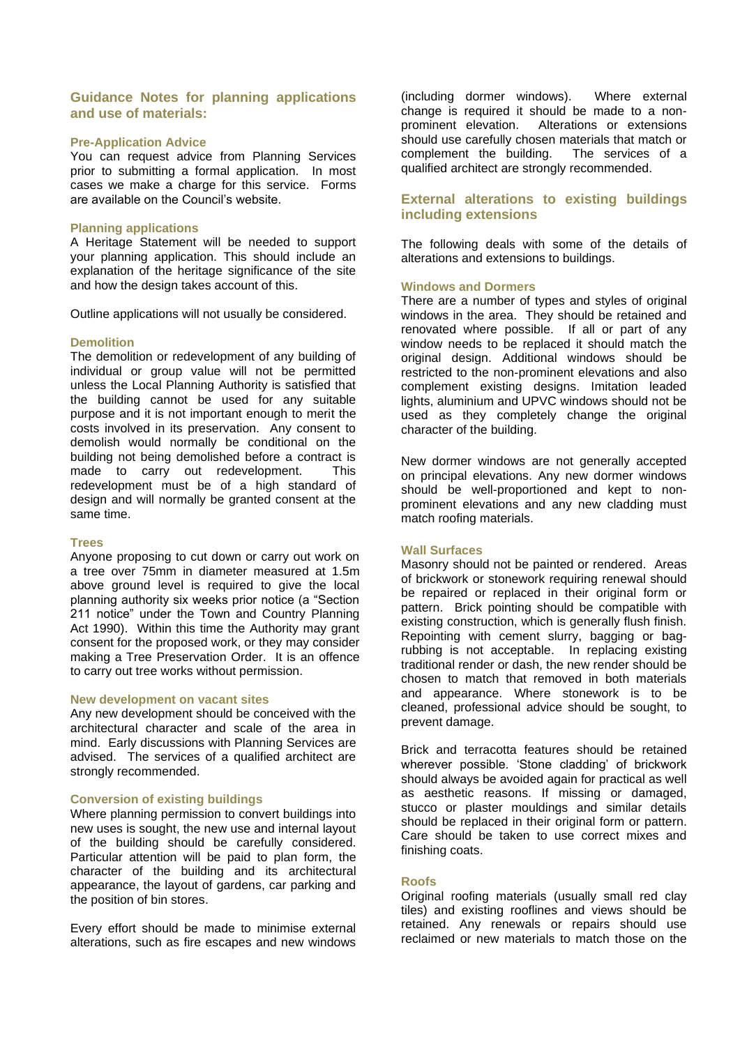## Guidance Notes for planning applications and use of materials:

### Pre-Application Advice

You can request advice from Planning Services prior to submitting a formal application. In most cases we make a charge for this service. Forms are available on the Council's website.

### Planning applications

A Heritage Statement will be needed to support your planning application. This should include an explanation of the heritage significance of the site and how the design takes account of this.

Outline applications will not usually be considered.

### Demolition

The demolition or redevelopment of any building of individual or group value will not be permitted unless the Local Planning Authority is satisfied that the building cannot be used for any suitable purpose and it is not important enough to merit the costs involved in its preservation. Any consent to demolish would normally be conditional on the building not being demolished before a contract is made to carry out redevelopment. This redevelopment must be of a high standard of design and will normally be granted consent at the same time.

### Trees

Anyone proposing to cut down or carry out work on a tree over 75mm in diameter measured at 1.5m above ground level is required to give the local planning authority six weeks prior notice (a "Section 211 notice" under the Town and Country Planning Act 1990). Within this time the Authority may grant consent for the proposed work, or they may consider making a Tree Preservation Order. It is an offence to carry out tree works without permission.

### New development on vacant sites

Any new development should be conceived with the architectural character and scale of the area in mind. Early discussions with Planning Services are advised. The services of a qualified architect are strongly recommended.

### Conversion of existing buildings

Where planning permission to convert buildings into new uses is sought, the new use and internal layout of the building should be carefully considered. Particular attention will be paid to plan form, the character of the building and its architectural appearance, the layout of gardens, car parking and the position of bin stores.

Every effort should be made to minimise external alterations, such as fire escapes and new windows (including dormer windows). Where external change is required it should be made to a non-prominent elevation. Alterations or extensions should use carefully chosen materials that match or complement the building. The services of a qualified architect are strongly recommended.

## External alterations to existing buildings including extensions

The following deals with some of the details of alterations and extensions to buildings.

### Windows and Dormers

There are a number of types and styles of original windows in the area. They should be retained and renovated where possible. If all or part of any window needs to be replaced it should match the original design. Additional windows should be restricted to the non-prominent elevations and also complement existing designs. Imitation leaded lights, aluminium and UPVC windows should not be used as they completely change the original character of the building.

New dormer windows are not generally accepted on principal elevations. Any new dormer windows should be well-proportioned and kept to non-prominent elevations and any new cladding must match roofing materials.

### Wall Surfaces

Masonry should not be painted or rendered. Areas of brickwork or stonework requiring renewal should be repaired or replaced in their original form or pattern. Brick pointing should be compatible with existing construction, which is generally flush finish. Repointing with cement slurry, bagging or bag-rubbing is not acceptable. In replacing existing traditional render or dash, the new render should be chosen to match that removed in both materials and appearance. Where stonework is to be cleaned, professional advice should be sought, to prevent damage.

Brick and terracotta features should be retained wherever possible. 'Stone cladding' of brickwork should always be avoided again for practical as well as aesthetic reasons. If missing or damaged, stucco or plaster mouldings and similar details should be replaced in their original form or pattern. Care should be taken to use correct mixes and finishing coats.

### Roofs

Original roofing materials (usually small red clay tiles) and existing rooflines and views should be retained. Any renewals or repairs should use reclaimed or new materials to match those on the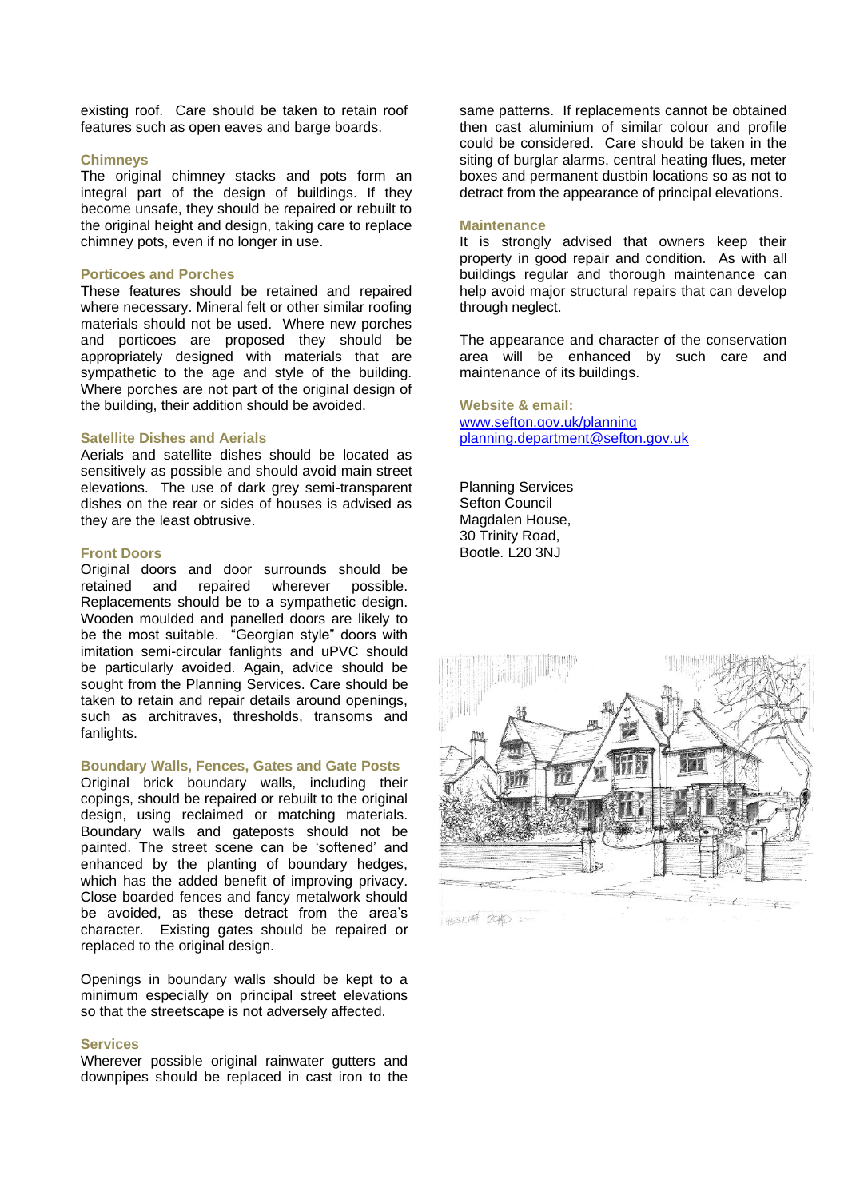existing roof. Care should be taken to retain roof features such as open eaves and barge boards.

### Chimneys

The original chimney stacks and pots form an integral part of the design of buildings. If they become unsafe, they should be repaired or rebuilt to the original height and design, taking care to replace chimney pots, even if no longer in use.

### Porticoes and Porches

These features should be retained and repaired where necessary. Mineral felt or other similar roofing materials should not be used. Where new porches and porticoes are proposed they should be appropriately designed with materials that are sympathetic to the age and style of the building. Where porches are not part of the original design of the building, their addition should be avoided.

### Satellite Dishes and Aerials

Aerials and satellite dishes should be located as sensitively as possible and should avoid main street elevations. The use of dark grey semi-transparent dishes on the rear or sides of houses is advised as they are the least obtrusive.

### Front Doors

Original doors and door surrounds should be retained and repaired wherever possible. Replacements should be to a sympathetic design. Wooden moulded and panelled doors are likely to be the most suitable. "Georgian style" doors with imitation semi-circular fanlights and uPVC should be particularly avoided. Again, advice should be sought from the Planning Services. Care should be taken to retain and repair details around openings, such as architraves, thresholds, transoms and fanlights.

### Boundary Walls, Fences, Gates and Gate Posts

Original brick boundary walls, including their copings, should be repaired or rebuilt to the original design, using reclaimed or matching materials. Boundary walls and gateposts should not be painted. The street scene can be 'softened' and enhanced by the planting of boundary hedges, which has the added benefit of improving privacy. Close boarded fences and fancy metalwork should be avoided, as these detract from the area's character. Existing gates should be repaired or replaced to the original design.

Openings in boundary walls should be kept to a minimum especially on principal street elevations so that the streetscape is not adversely affected.

### Services

Wherever possible original rainwater gutters and downpipes should be replaced in cast iron to the same patterns. If replacements cannot be obtained then cast aluminium of similar colour and profile could be considered. Care should be taken in the siting of burglar alarms, central heating flues, meter boxes and permanent dustbin locations so as not to detract from the appearance of principal elevations.

### Maintenance

It is strongly advised that owners keep their property in good repair and condition. As with all buildings regular and thorough maintenance can help avoid major structural repairs that can develop through neglect.

The appearance and character of the conservation area will be enhanced by such care and maintenance of its buildings.

### Website & email:

www.sefton.gov.uk/planning
planning.department@sefton.gov.uk

Planning Services
Sefton Council
Magdalen House,
30 Trinity Road,
Bootle. L20 3NJ